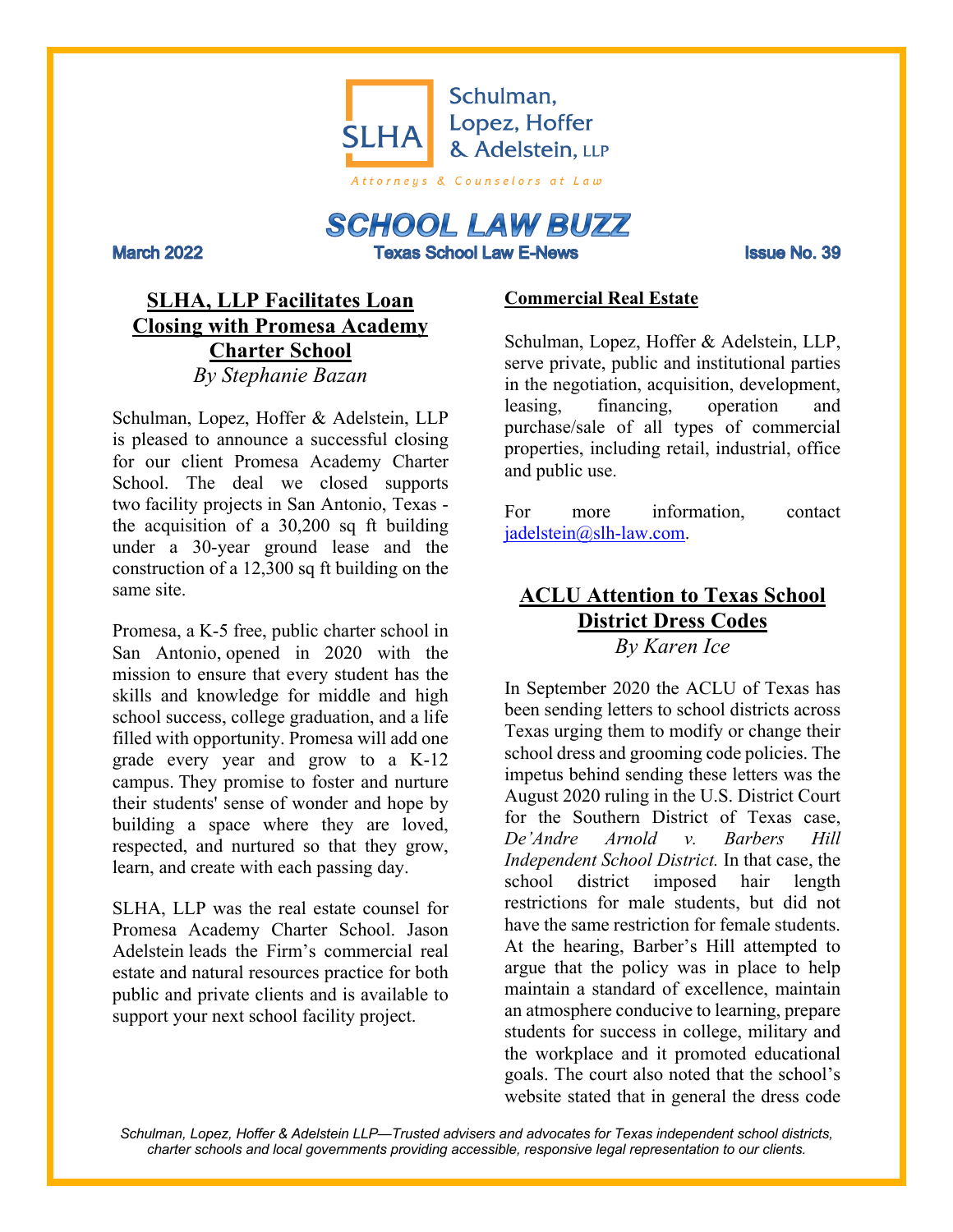Schulman, Lopez, Hoffer & Adelstein, LLP

*Attorneys & Counselors at Law*

# SCHOOL LAW BUZZ

**March 2022** | **Texas School Law E-News** | **Issue No. 39**

## SLHA, LLP Facilitates Loan Closing with Promesa Academy Charter School

*By Stephanie Bazan*

Schulman, Lopez, Hoffer & Adelstein, LLP is pleased to announce a successful closing for our client Promesa Academy Charter School. The deal we closed supports two facility projects in San Antonio, Texas - the acquisition of a 30,200 sq ft building under a 30-year ground lease and the construction of a 12,300 sq ft building on the same site.

Promesa, a K-5 free, public charter school in San Antonio, opened in 2020 with the mission to ensure that every student has the skills and knowledge for middle and high school success, college graduation, and a life filled with opportunity. Promesa will add one grade every year and grow to a K-12 campus. They promise to foster and nurture their students' sense of wonder and hope by building a space where they are loved, respected, and nurtured so that they grow, learn, and create with each passing day.

SLHA, LLP was the real estate counsel for Promesa Academy Charter School. Jason Adelstein leads the Firm's commercial real estate and natural resources practice for both public and private clients and is available to support your next school facility project.

### Commercial Real Estate

Schulman, Lopez, Hoffer & Adelstein, LLP, serve private, public and institutional parties in the negotiation, acquisition, development, leasing, financing, operation and purchase/sale of all types of commercial properties, including retail, industrial, office and public use.

For more information, contact jadelstein@slh-law.com.

## ACLU Attention to Texas School District Dress Codes

*By Karen Ice*

In September 2020 the ACLU of Texas has been sending letters to school districts across Texas urging them to modify or change their school dress and grooming code policies. The impetus behind sending these letters was the August 2020 ruling in the U.S. District Court for the Southern District of Texas case, *De'Andre Arnold v. Barbers Hill Independent School District.* In that case, the school district imposed hair length restrictions for male students, but did not have the same restriction for female students. At the hearing, Barber's Hill attempted to argue that the policy was in place to help maintain a standard of excellence, maintain an atmosphere conducive to learning, prepare students for success in college, military and the workplace and it promoted educational goals. The court also noted that the school's website stated that in general the dress code

*Schulman, Lopez, Hoffer & Adelstein LLP—Trusted advisers and advocates for Texas independent school districts, charter schools and local governments providing accessible, responsive legal representation to our clients.*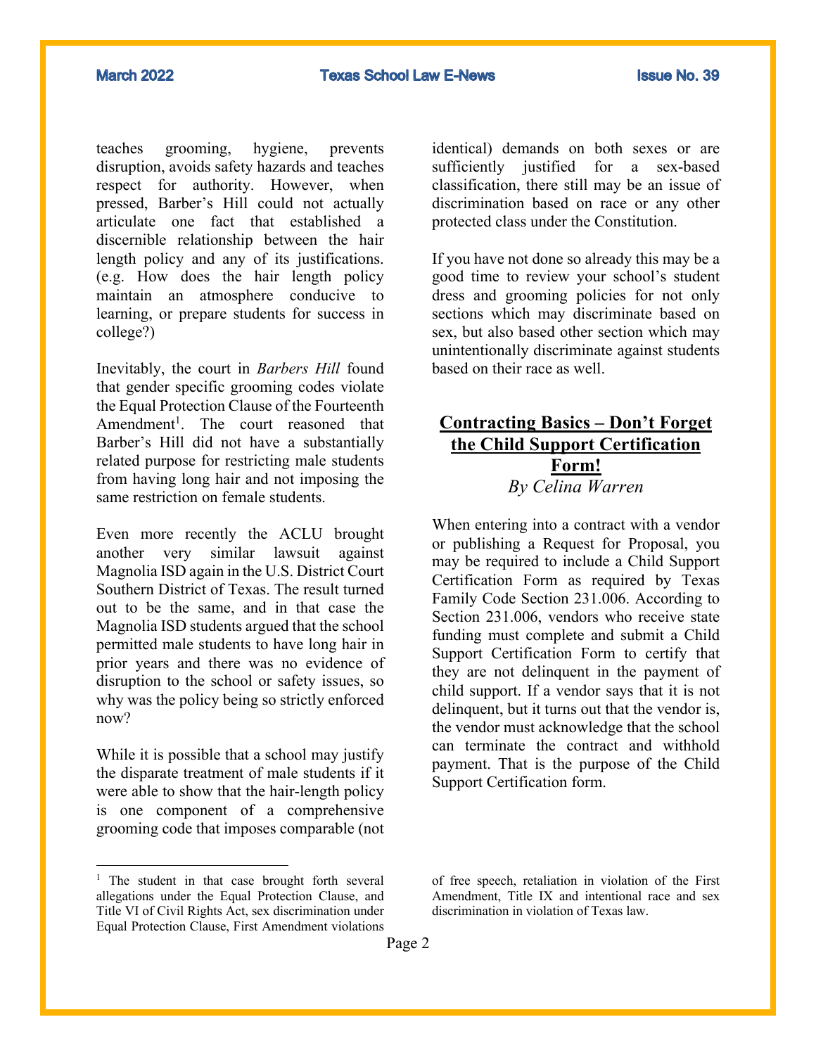teaches grooming, hygiene, prevents disruption, avoids safety hazards and teaches respect for authority. However, when pressed, Barber's Hill could not actually articulate one fact that established a discernible relationship between the hair length policy and any of its justifications. (e.g. How does the hair length policy maintain an atmosphere conducive to learning, or prepare students for success in college?)

Inevitably, the court in *Barbers Hill* found that gender specific grooming codes violate the Equal Protection Clause of the Fourteenth Amendment[1]. The court reasoned that Barber's Hill did not have a substantially related purpose for restricting male students from having long hair and not imposing the same restriction on female students.

Even more recently the ACLU brought another very similar lawsuit against Magnolia ISD again in the U.S. District Court Southern District of Texas. The result turned out to be the same, and in that case the Magnolia ISD students argued that the school permitted male students to have long hair in prior years and there was no evidence of disruption to the school or safety issues, so why was the policy being so strictly enforced now?

While it is possible that a school may justify the disparate treatment of male students if it were able to show that the hair-length policy is one component of a comprehensive grooming code that imposes comparable (not identical) demands on both sexes or are sufficiently justified for a sex-based classification, there still may be an issue of discrimination based on race or any other protected class under the Constitution.

If you have not done so already this may be a good time to review your school's student dress and grooming policies for not only sections which may discriminate based on sex, but also based other section which may unintentionally discriminate against students based on their race as well.

## Contracting Basics – Don't Forget the Child Support Certification Form!

*By Celina Warren*

When entering into a contract with a vendor or publishing a Request for Proposal, you may be required to include a Child Support Certification Form as required by Texas Family Code Section 231.006. According to Section 231.006, vendors who receive state funding must complete and submit a Child Support Certification Form to certify that they are not delinquent in the payment of child support. If a vendor says that it is not delinquent, but it turns out that the vendor is, the vendor must acknowledge that the school can terminate the contract and withhold payment. That is the purpose of the Child Support Certification form.

---

[1] The student in that case brought forth several allegations under the Equal Protection Clause, and Title VI of Civil Rights Act, sex discrimination under Equal Protection Clause, First Amendment violations of free speech, retaliation in violation of the First Amendment, Title IX and intentional race and sex discrimination in violation of Texas law.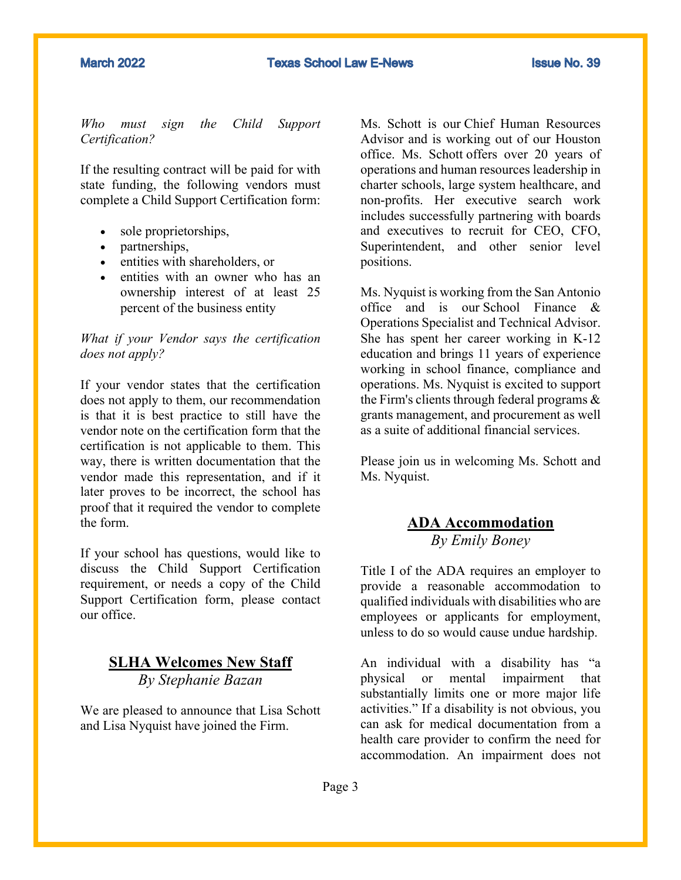*Who must sign the Child Support Certification?*

If the resulting contract will be paid for with state funding, the following vendors must complete a Child Support Certification form:

- sole proprietorships,
- partnerships,
- entities with shareholders, or
- entities with an owner who has an ownership interest of at least 25 percent of the business entity

*What if your Vendor says the certification does not apply?*

If your vendor states that the certification does not apply to them, our recommendation is that it is best practice to still have the vendor note on the certification form that the certification is not applicable to them. This way, there is written documentation that the vendor made this representation, and if it later proves to be incorrect, the school has proof that it required the vendor to complete the form.

If your school has questions, would like to discuss the Child Support Certification requirement, or needs a copy of the Child Support Certification form, please contact our office.

## SLHA Welcomes New Staff

*By Stephanie Bazan*

We are pleased to announce that Lisa Schott and Lisa Nyquist have joined the Firm.

Ms. Schott is our Chief Human Resources Advisor and is working out of our Houston office. Ms. Schott offers over 20 years of operations and human resources leadership in charter schools, large system healthcare, and non-profits. Her executive search work includes successfully partnering with boards and executives to recruit for CEO, CFO, Superintendent, and other senior level positions.

Ms. Nyquist is working from the San Antonio office and is our School Finance & Operations Specialist and Technical Advisor. She has spent her career working in K-12 education and brings 11 years of experience working in school finance, compliance and operations. Ms. Nyquist is excited to support the Firm's clients through federal programs & grants management, and procurement as well as a suite of additional financial services.

Please join us in welcoming Ms. Schott and Ms. Nyquist.

## ADA Accommodation

*By Emily Boney*

Title I of the ADA requires an employer to provide a reasonable accommodation to qualified individuals with disabilities who are employees or applicants for employment, unless to do so would cause undue hardship.

An individual with a disability has "a physical or mental impairment that substantially limits one or more major life activities." If a disability is not obvious, you can ask for medical documentation from a health care provider to confirm the need for accommodation. An impairment does not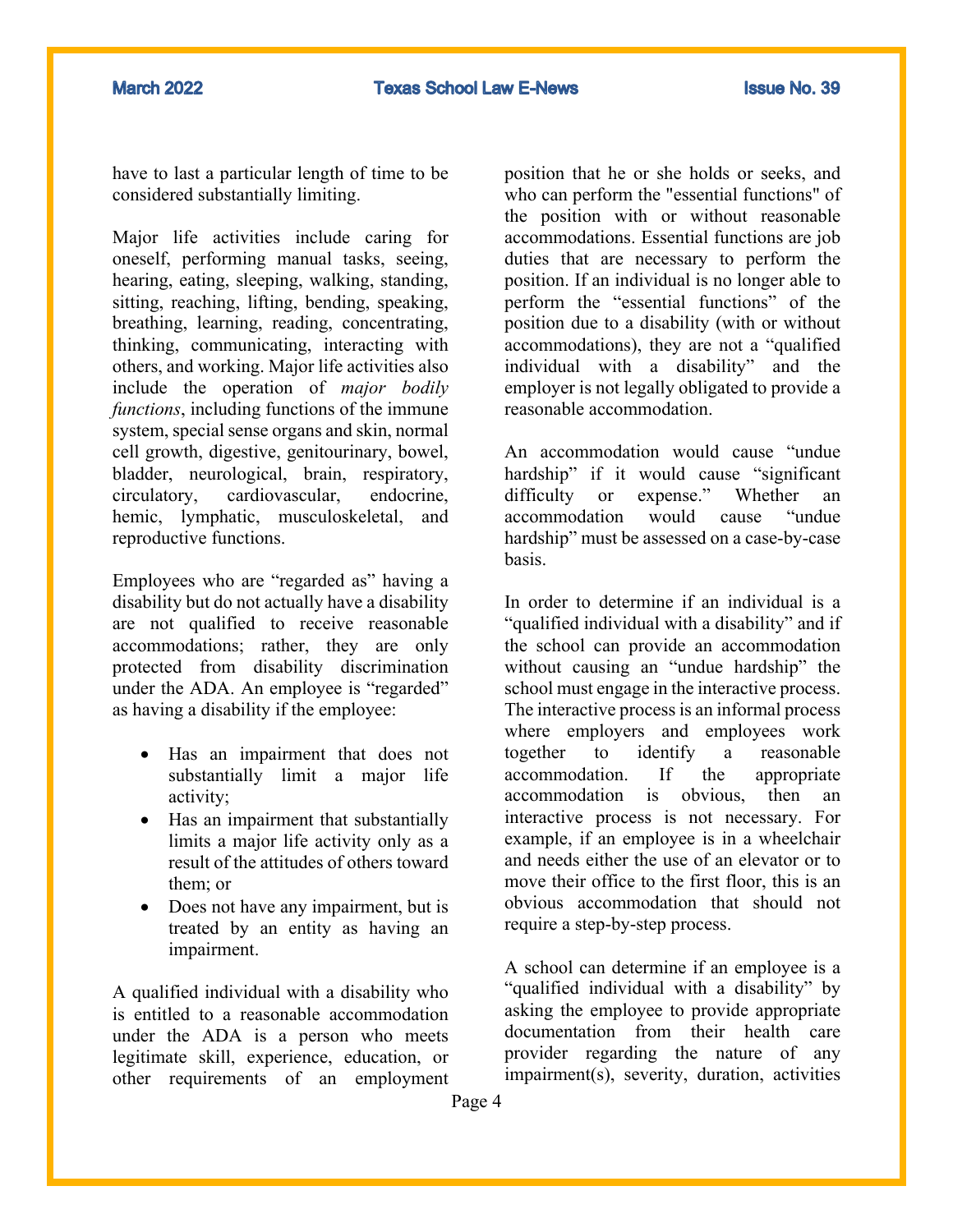have to last a particular length of time to be considered substantially limiting.

Major life activities include caring for oneself, performing manual tasks, seeing, hearing, eating, sleeping, walking, standing, sitting, reaching, lifting, bending, speaking, breathing, learning, reading, concentrating, thinking, communicating, interacting with others, and working. Major life activities also include the operation of *major bodily functions*, including functions of the immune system, special sense organs and skin, normal cell growth, digestive, genitourinary, bowel, bladder, neurological, brain, respiratory, circulatory, cardiovascular, endocrine, hemic, lymphatic, musculoskeletal, and reproductive functions.

Employees who are "regarded as" having a disability but do not actually have a disability are not qualified to receive reasonable accommodations; rather, they are only protected from disability discrimination under the ADA. An employee is "regarded" as having a disability if the employee:

- Has an impairment that does not substantially limit a major life activity;
- Has an impairment that substantially limits a major life activity only as a result of the attitudes of others toward them; or
- Does not have any impairment, but is treated by an entity as having an impairment.

A qualified individual with a disability who is entitled to a reasonable accommodation under the ADA is a person who meets legitimate skill, experience, education, or other requirements of an employment position that he or she holds or seeks, and who can perform the "essential functions" of the position with or without reasonable accommodations. Essential functions are job duties that are necessary to perform the position. If an individual is no longer able to perform the "essential functions" of the position due to a disability (with or without accommodations), they are not a "qualified individual with a disability" and the employer is not legally obligated to provide a reasonable accommodation.

An accommodation would cause "undue hardship" if it would cause "significant difficulty or expense." Whether an accommodation would cause "undue hardship" must be assessed on a case-by-case basis.

In order to determine if an individual is a "qualified individual with a disability" and if the school can provide an accommodation without causing an "undue hardship" the school must engage in the interactive process. The interactive process is an informal process where employers and employees work together to identify a reasonable accommodation. If the appropriate accommodation is obvious, then an interactive process is not necessary. For example, if an employee is in a wheelchair and needs either the use of an elevator or to move their office to the first floor, this is an obvious accommodation that should not require a step-by-step process.

A school can determine if an employee is a "qualified individual with a disability" by asking the employee to provide appropriate documentation from their health care provider regarding the nature of any impairment(s), severity, duration, activities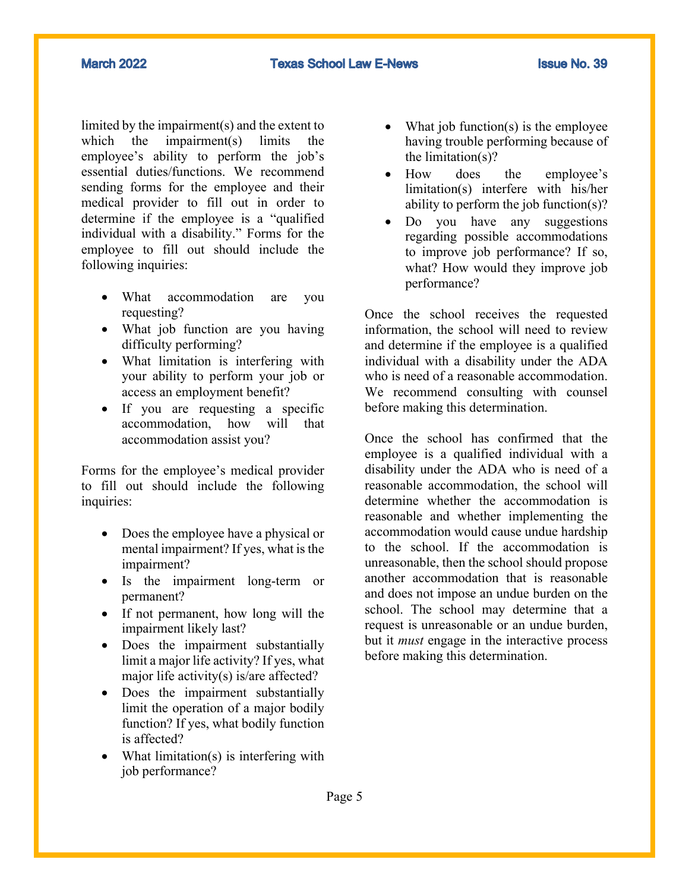limited by the impairment(s) and the extent to which the impairment(s) limits the employee's ability to perform the job's essential duties/functions. We recommend sending forms for the employee and their medical provider to fill out in order to determine if the employee is a "qualified individual with a disability." Forms for the employee to fill out should include the following inquiries:

- What accommodation are you requesting?
- What job function are you having difficulty performing?
- What limitation is interfering with your ability to perform your job or access an employment benefit?
- If you are requesting a specific accommodation, how will that accommodation assist you?

Forms for the employee's medical provider to fill out should include the following inquiries:

- Does the employee have a physical or mental impairment? If yes, what is the impairment?
- Is the impairment long-term or permanent?
- If not permanent, how long will the impairment likely last?
- Does the impairment substantially limit a major life activity? If yes, what major life activity(s) is/are affected?
- Does the impairment substantially limit the operation of a major bodily function? If yes, what bodily function is affected?
- What limitation(s) is interfering with job performance?
- What job function(s) is the employee having trouble performing because of the limitation(s)?
- How does the employee's limitation(s) interfere with his/her ability to perform the job function(s)?
- Do you have any suggestions regarding possible accommodations to improve job performance? If so, what? How would they improve job performance?

Once the school receives the requested information, the school will need to review and determine if the employee is a qualified individual with a disability under the ADA who is need of a reasonable accommodation. We recommend consulting with counsel before making this determination.

Once the school has confirmed that the employee is a qualified individual with a disability under the ADA who is need of a reasonable accommodation, the school will determine whether the accommodation is reasonable and whether implementing the accommodation would cause undue hardship to the school. If the accommodation is unreasonable, then the school should propose another accommodation that is reasonable and does not impose an undue burden on the school. The school may determine that a request is unreasonable or an undue burden, but it *must* engage in the interactive process before making this determination.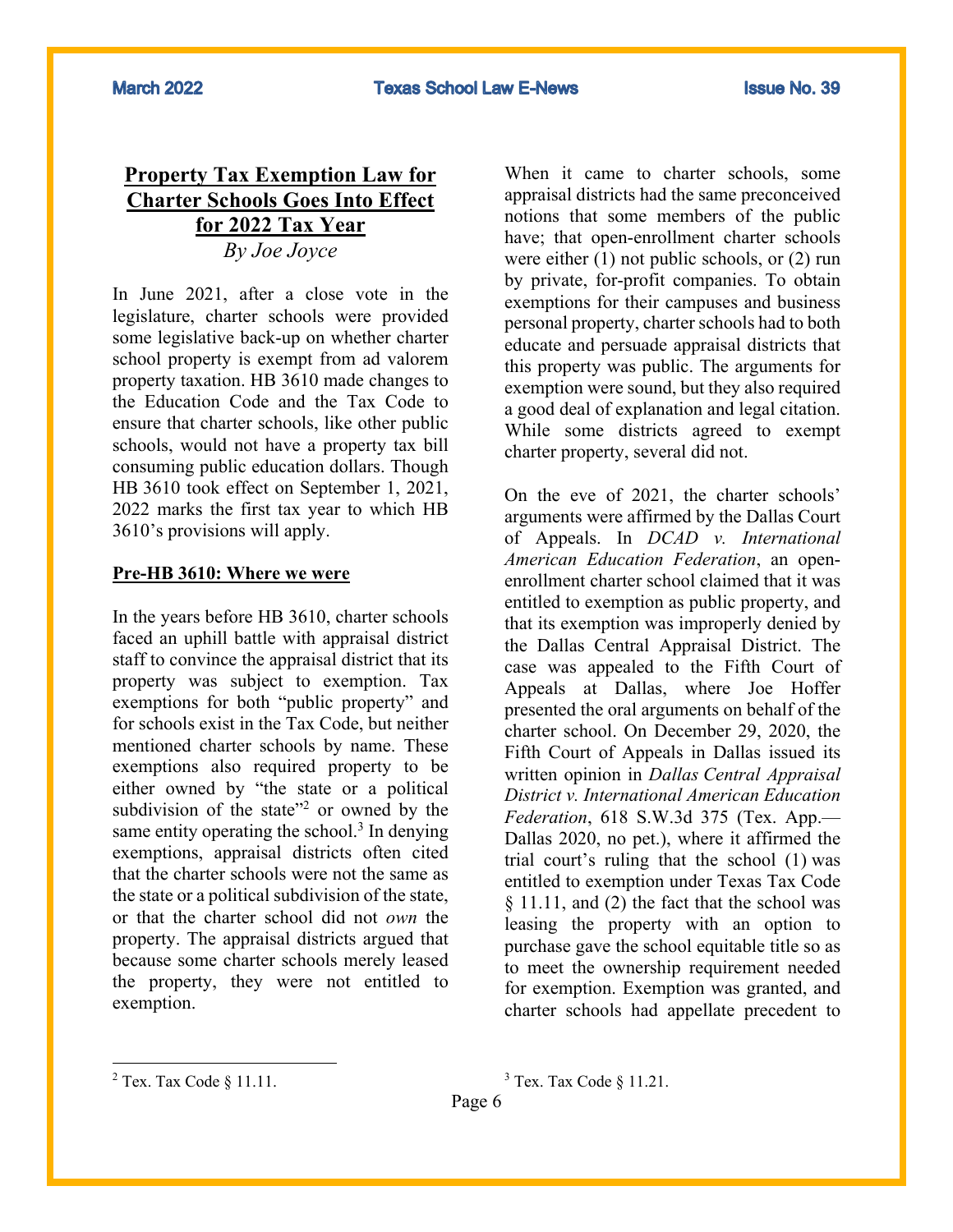## Property Tax Exemption Law for Charter Schools Goes Into Effect for 2022 Tax Year

*By Joe Joyce*

In June 2021, after a close vote in the legislature, charter schools were provided some legislative back-up on whether charter school property is exempt from ad valorem property taxation. HB 3610 made changes to the Education Code and the Tax Code to ensure that charter schools, like other public schools, would not have a property tax bill consuming public education dollars. Though HB 3610 took effect on September 1, 2021, 2022 marks the first tax year to which HB 3610's provisions will apply.

### Pre-HB 3610: Where we were

In the years before HB 3610, charter schools faced an uphill battle with appraisal district staff to convince the appraisal district that its property was subject to exemption. Tax exemptions for both "public property" and for schools exist in the Tax Code, but neither mentioned charter schools by name. These exemptions also required property to be either owned by "the state or a political subdivision of the state"[2] or owned by the same entity operating the school.[3] In denying exemptions, appraisal districts often cited that the charter schools were not the same as the state or a political subdivision of the state, or that the charter school did not *own* the property. The appraisal districts argued that because some charter schools merely leased the property, they were not entitled to exemption.

When it came to charter schools, some appraisal districts had the same preconceived notions that some members of the public have; that open-enrollment charter schools were either (1) not public schools, or (2) run by private, for-profit companies. To obtain exemptions for their campuses and business personal property, charter schools had to both educate and persuade appraisal districts that this property was public. The arguments for exemption were sound, but they also required a good deal of explanation and legal citation. While some districts agreed to exempt charter property, several did not.

On the eve of 2021, the charter schools' arguments were affirmed by the Dallas Court of Appeals. In *DCAD v. International American Education Federation*, an open-enrollment charter school claimed that it was entitled to exemption as public property, and that its exemption was improperly denied by the Dallas Central Appraisal District. The case was appealed to the Fifth Court of Appeals at Dallas, where Joe Hoffer presented the oral arguments on behalf of the charter school. On December 29, 2020, the Fifth Court of Appeals in Dallas issued its written opinion in *Dallas Central Appraisal District v. International American Education Federation*, 618 S.W.3d 375 (Tex. App.—Dallas 2020, no pet.), where it affirmed the trial court's ruling that the school (1) was entitled to exemption under Texas Tax Code § 11.11, and (2) the fact that the school was leasing the property with an option to purchase gave the school equitable title so as to meet the ownership requirement needed for exemption. Exemption was granted, and charter schools had appellate precedent to

---

[2] Tex. Tax Code § 11.11.

[3] Tex. Tax Code § 11.21.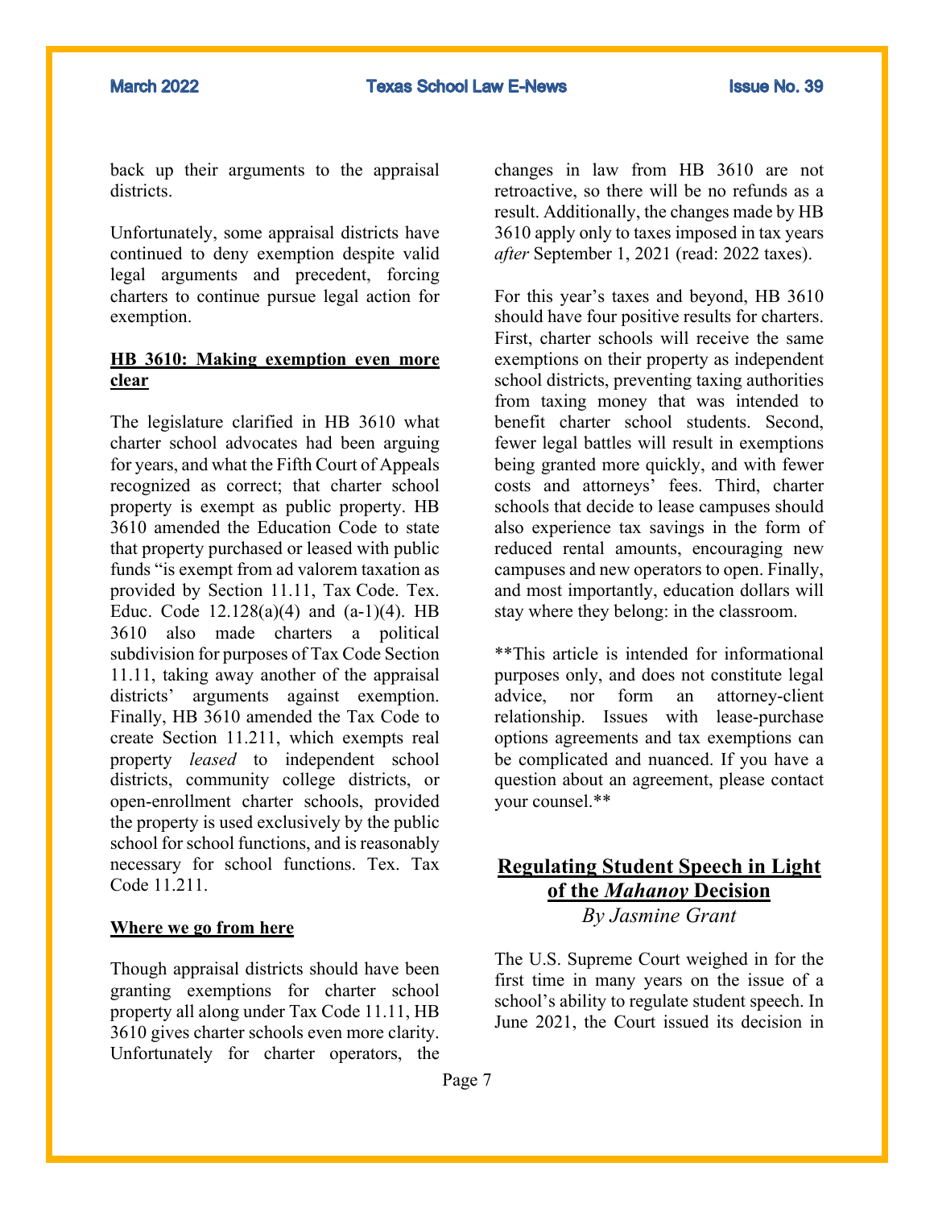back up their arguments to the appraisal districts.

Unfortunately, some appraisal districts have continued to deny exemption despite valid legal arguments and precedent, forcing charters to continue pursue legal action for exemption.

**HB 3610: Making exemption even more clear**

The legislature clarified in HB 3610 what charter school advocates had been arguing for years, and what the Fifth Court of Appeals recognized as correct; that charter school property is exempt as public property. HB 3610 amended the Education Code to state that property purchased or leased with public funds "is exempt from ad valorem taxation as provided by Section 11.11, Tax Code. Tex. Educ. Code 12.128(a)(4) and (a-1)(4). HB 3610 also made charters a political subdivision for purposes of Tax Code Section 11.11, taking away another of the appraisal districts' arguments against exemption. Finally, HB 3610 amended the Tax Code to create Section 11.211, which exempts real property *leased* to independent school districts, community college districts, or open-enrollment charter schools, provided the property is used exclusively by the public school for school functions, and is reasonably necessary for school functions. Tex. Tax Code 11.211.

**Where we go from here**

Though appraisal districts should have been granting exemptions for charter school property all along under Tax Code 11.11, HB 3610 gives charter schools even more clarity. Unfortunately for charter operators, the changes in law from HB 3610 are not retroactive, so there will be no refunds as a result. Additionally, the changes made by HB 3610 apply only to taxes imposed in tax years *after* September 1, 2021 (read: 2022 taxes).

For this year's taxes and beyond, HB 3610 should have four positive results for charters. First, charter schools will receive the same exemptions on their property as independent school districts, preventing taxing authorities from taxing money that was intended to benefit charter school students. Second, fewer legal battles will result in exemptions being granted more quickly, and with fewer costs and attorneys' fees. Third, charter schools that decide to lease campuses should also experience tax savings in the form of reduced rental amounts, encouraging new campuses and new operators to open. Finally, and most importantly, education dollars will stay where they belong: in the classroom.

**This article is intended for informational purposes only, and does not constitute legal advice, nor form an attorney-client relationship. Issues with lease-purchase options agreements and tax exemptions can be complicated and nuanced. If you have a question about an agreement, please contact your counsel.**

## Regulating Student Speech in Light of the *Mahanoy* Decision

*By Jasmine Grant*

The U.S. Supreme Court weighed in for the first time in many years on the issue of a school's ability to regulate student speech. In June 2021, the Court issued its decision in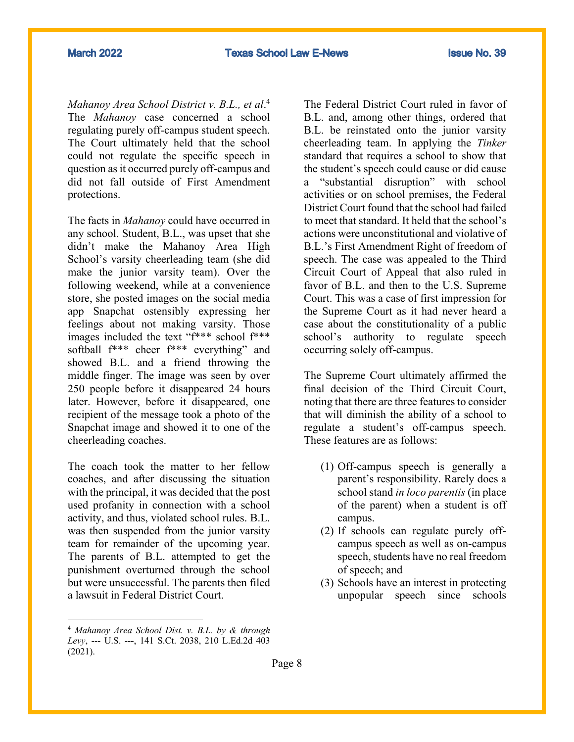*Mahanoy Area School District v. B.L., et al*.[4] The *Mahanoy* case concerned a school regulating purely off-campus student speech. The Court ultimately held that the school could not regulate the specific speech in question as it occurred purely off-campus and did not fall outside of First Amendment protections.

The facts in *Mahanoy* could have occurred in any school. Student, B.L., was upset that she didn't make the Mahanoy Area High School's varsity cheerleading team (she did make the junior varsity team). Over the following weekend, while at a convenience store, she posted images on the social media app Snapchat ostensibly expressing her feelings about not making varsity. Those images included the text "f*** school f*** softball f*** cheer f*** everything" and showed B.L. and a friend throwing the middle finger. The image was seen by over 250 people before it disappeared 24 hours later. However, before it disappeared, one recipient of the message took a photo of the Snapchat image and showed it to one of the cheerleading coaches.

The coach took the matter to her fellow coaches, and after discussing the situation with the principal, it was decided that the post used profanity in connection with a school activity, and thus, violated school rules. B.L. was then suspended from the junior varsity team for remainder of the upcoming year. The parents of B.L. attempted to get the punishment overturned through the school but were unsuccessful. The parents then filed a lawsuit in Federal District Court.

The Federal District Court ruled in favor of B.L. and, among other things, ordered that B.L. be reinstated onto the junior varsity cheerleading team. In applying the *Tinker* standard that requires a school to show that the student's speech could cause or did cause a "substantial disruption" with school activities or on school premises, the Federal District Court found that the school had failed to meet that standard. It held that the school's actions were unconstitutional and violative of B.L.'s First Amendment Right of freedom of speech. The case was appealed to the Third Circuit Court of Appeal that also ruled in favor of B.L. and then to the U.S. Supreme Court. This was a case of first impression for the Supreme Court as it had never heard a case about the constitutionality of a public school's authority to regulate speech occurring solely off-campus.

The Supreme Court ultimately affirmed the final decision of the Third Circuit Court, noting that there are three features to consider that will diminish the ability of a school to regulate a student's off-campus speech. These features are as follows:

(1) Off-campus speech is generally a parent's responsibility. Rarely does a school stand *in loco parentis* (in place of the parent) when a student is off campus.
(2) If schools can regulate purely off-campus speech as well as on-campus speech, students have no real freedom of speech; and
(3) Schools have an interest in protecting unpopular speech since schools

---

[4] *Mahanoy Area School Dist. v. B.L. by & through Levy*, --- U.S. ---, 141 S.Ct. 2038, 210 L.Ed.2d 403 (2021).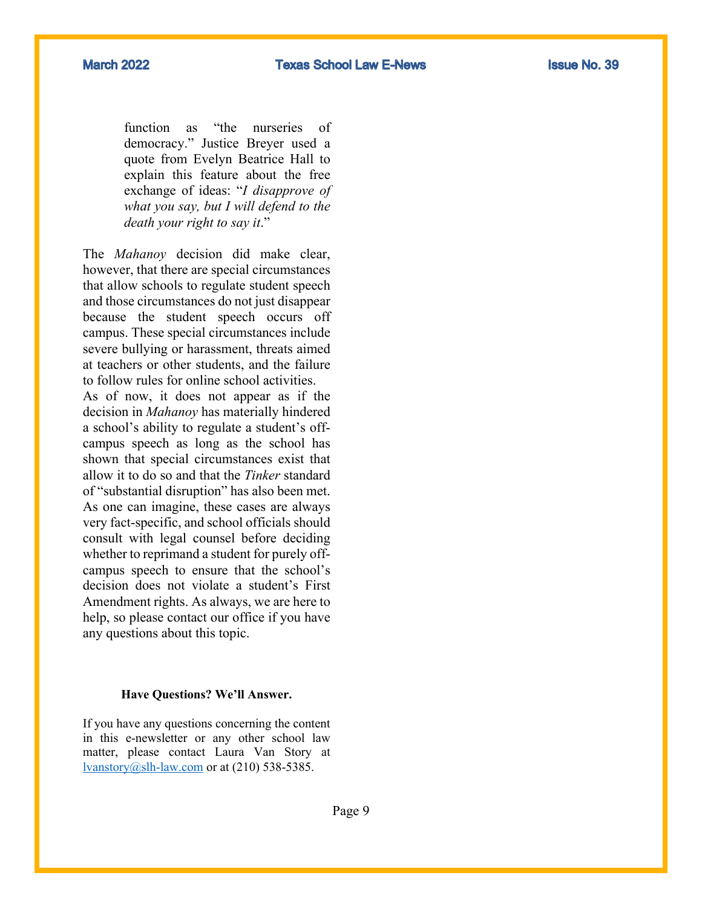function as "the nurseries of democracy." Justice Breyer used a quote from Evelyn Beatrice Hall to explain this feature about the free exchange of ideas: "*I disapprove of what you say, but I will defend to the death your right to say it*."

The *Mahanoy* decision did make clear, however, that there are special circumstances that allow schools to regulate student speech and those circumstances do not just disappear because the student speech occurs off campus. These special circumstances include severe bullying or harassment, threats aimed at teachers or other students, and the failure to follow rules for online school activities.

As of now, it does not appear as if the decision in *Mahanoy* has materially hindered a school's ability to regulate a student's off-campus speech as long as the school has shown that special circumstances exist that allow it to do so and that the *Tinker* standard of "substantial disruption" has also been met. As one can imagine, these cases are always very fact-specific, and school officials should consult with legal counsel before deciding whether to reprimand a student for purely off-campus speech to ensure that the school's decision does not violate a student's First Amendment rights. As always, we are here to help, so please contact our office if you have any questions about this topic.

**Have Questions? We'll Answer.**

If you have any questions concerning the content in this e-newsletter or any other school law matter, please contact Laura Van Story at lvanstory@slh-law.com or at (210) 538-5385.